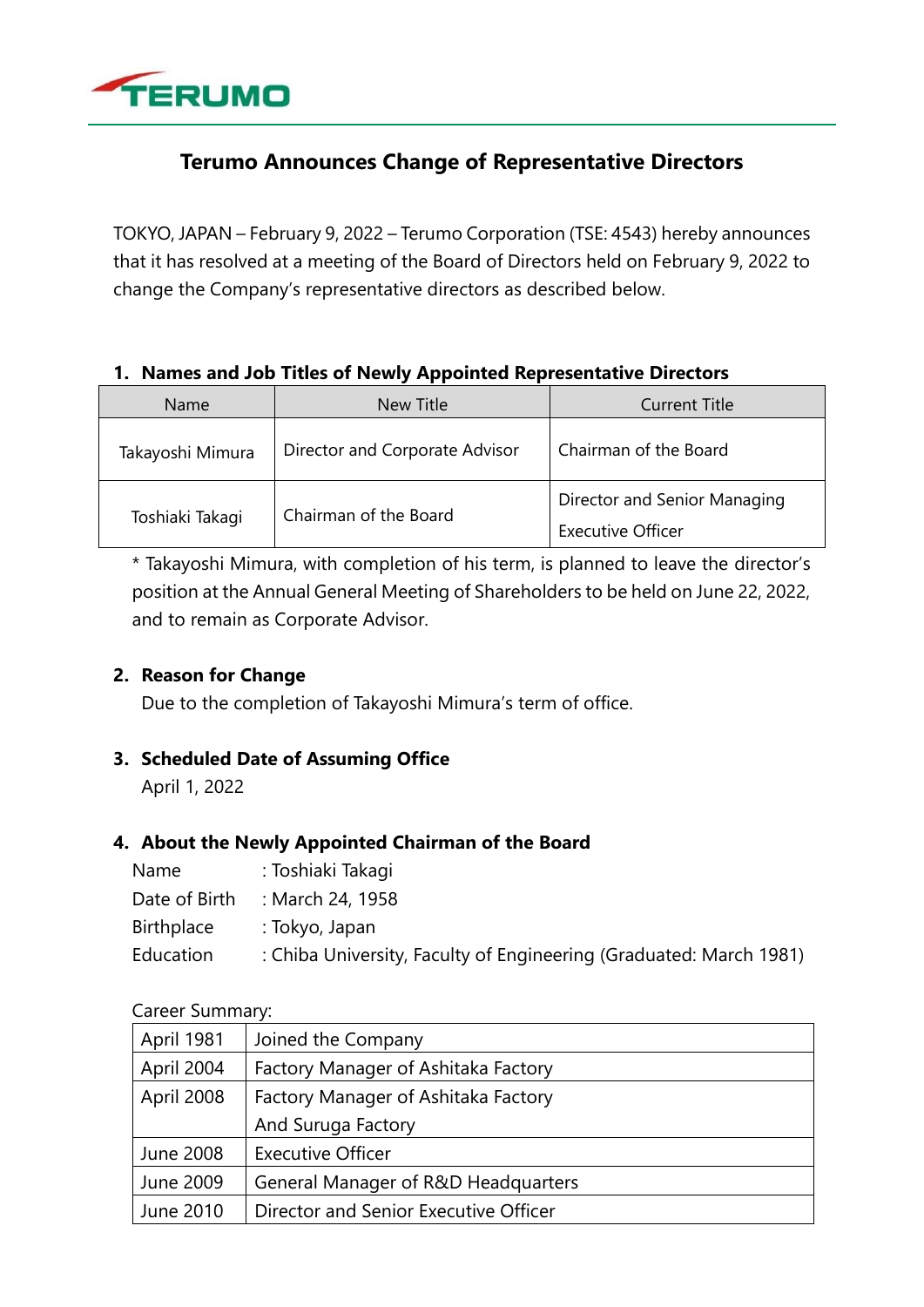# Terumo Announces Change of Representative Directors

TOKYO, JAPAN – February 9, 2022 – Terumo Corporation (TSE: 4543) hereby announces that it has resolved at a meeting of the Board of Directors held on February 9, 2022 to change the Company's representative directors as described below.

## 1. Names and Job Titles of Newly Appointed Representative Directors

| Name | New Title | Current Title |
|---|---|---|
| Takayoshi Mimura | Director and Corporate Advisor | Chairman of the Board |
| Toshiaki Takagi | Chairman of the Board | Director and Senior Managing Executive Officer |

* Takayoshi Mimura, with completion of his term, is planned to leave the director's position at the Annual General Meeting of Shareholders to be held on June 22, 2022, and to remain as Corporate Advisor.

## 2. Reason for Change

Due to the completion of Takayoshi Mimura's term of office.

## 3. Scheduled Date of Assuming Office

April 1, 2022

## 4. About the Newly Appointed Chairman of the Board

Name : Toshiaki Takagi
Date of Birth : March 24, 1958
Birthplace : Tokyo, Japan
Education : Chiba University, Faculty of Engineering (Graduated: March 1981)

Career Summary:

| | |
|---|---|
| April 1981 | Joined the Company |
| April 2004 | Factory Manager of Ashitaka Factory |
| April 2008 | Factory Manager of Ashitaka Factory And Suruga Factory |
| June 2008 | Executive Officer |
| June 2009 | General Manager of R&D Headquarters |
| June 2010 | Director and Senior Executive Officer |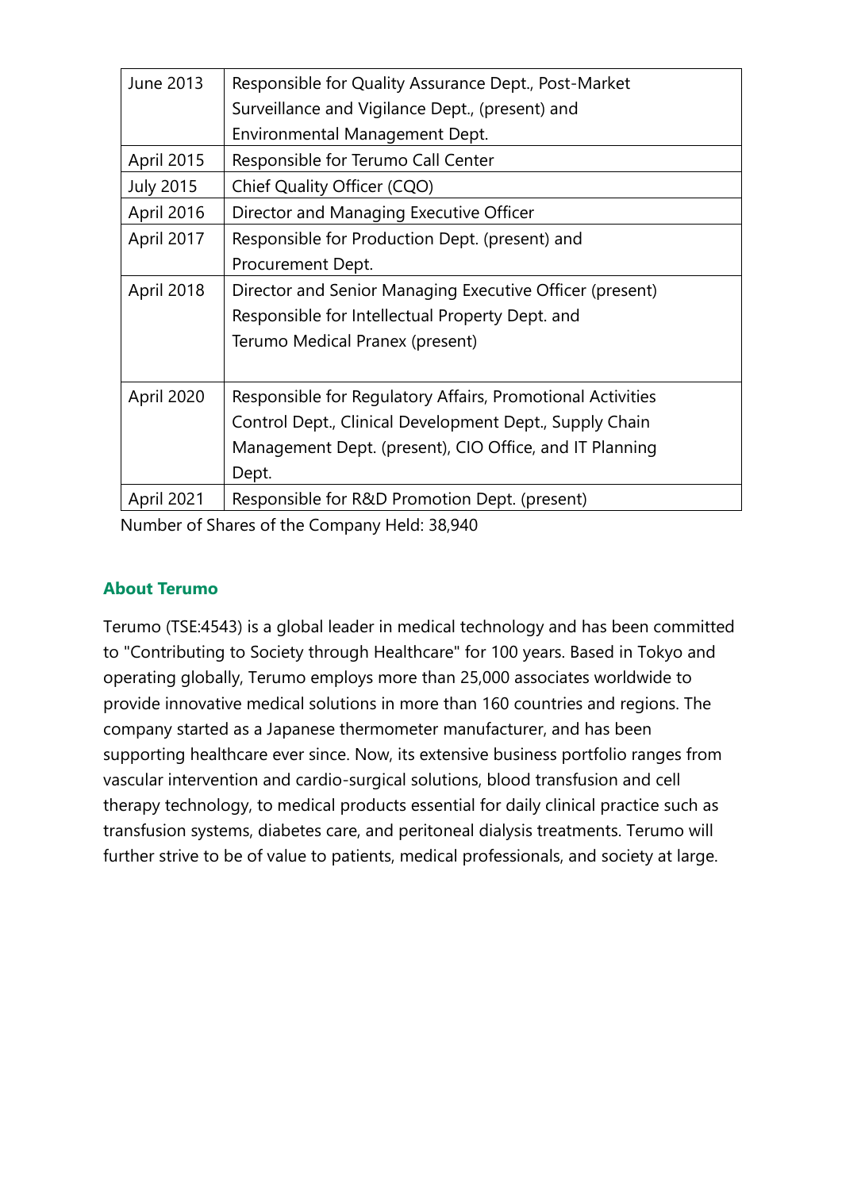| | |
|---|---|
| June 2013 | Responsible for Quality Assurance Dept., Post-Market Surveillance and Vigilance Dept., (present) and Environmental Management Dept. |
| April 2015 | Responsible for Terumo Call Center |
| July 2015 | Chief Quality Officer (CQO) |
| April 2016 | Director and Managing Executive Officer |
| April 2017 | Responsible for Production Dept. (present) and Procurement Dept. |
| April 2018 | Director and Senior Managing Executive Officer (present) Responsible for Intellectual Property Dept. and Terumo Medical Pranex (present) |
| April 2020 | Responsible for Regulatory Affairs, Promotional Activities Control Dept., Clinical Development Dept., Supply Chain Management Dept. (present), CIO Office, and IT Planning Dept. |
| April 2021 | Responsible for R&D Promotion Dept. (present) |

Number of Shares of the Company Held: 38,940

### About Terumo

Terumo (TSE:4543) is a global leader in medical technology and has been committed to "Contributing to Society through Healthcare" for 100 years. Based in Tokyo and operating globally, Terumo employs more than 25,000 associates worldwide to provide innovative medical solutions in more than 160 countries and regions. The company started as a Japanese thermometer manufacturer, and has been supporting healthcare ever since. Now, its extensive business portfolio ranges from vascular intervention and cardio-surgical solutions, blood transfusion and cell therapy technology, to medical products essential for daily clinical practice such as transfusion systems, diabetes care, and peritoneal dialysis treatments. Terumo will further strive to be of value to patients, medical professionals, and society at large.